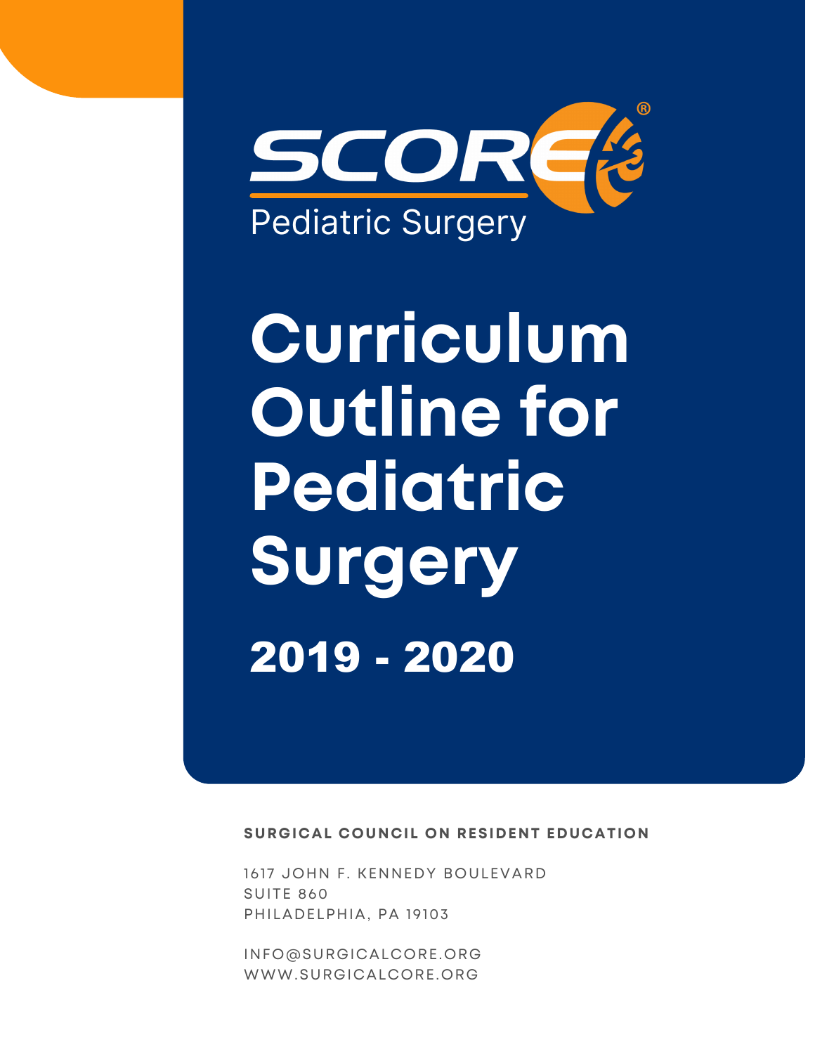SCORE®

Pediatric Surgery

# Curriculum Outline for Pediatric Surgery

## 2019 - 2020

**SURGICAL COUNCIL ON RESIDENT EDUCATION**

1617 JOHN F. KENNEDY BOULEVARD
SUITE 860
PHILADELPHIA, PA 19103

INFO@SURGICALCORE.ORG
WWW.SURGICALCORE.ORG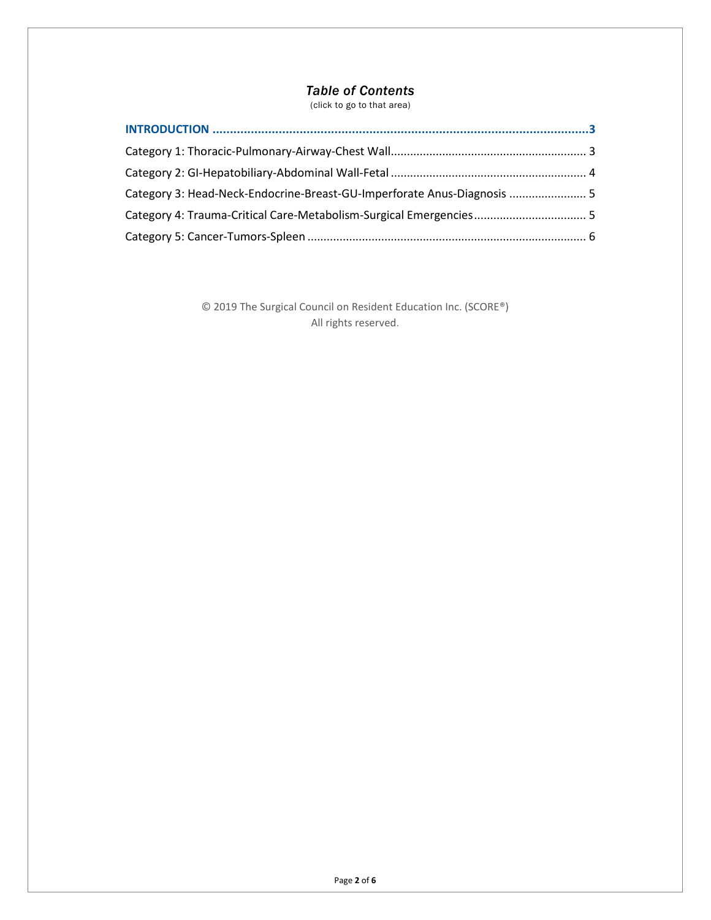# *Table of Contents*

(click to go to that area)

**INTRODUCTION ............................................................................................................3**

Category 1: Thoracic-Pulmonary-Airway-Chest Wall............................................................ 3

Category 2: GI-Hepatobiliary-Abdominal Wall-Fetal ............................................................ 4

Category 3: Head-Neck-Endocrine-Breast-GU-Imperforate Anus-Diagnosis ........................ 5

Category 4: Trauma-Critical Care-Metabolism-Surgical Emergencies.................................. 5

Category 5: Cancer-Tumors-Spleen ...................................................................................... 6

© 2019 The Surgical Council on Resident Education Inc. (SCORE®)
All rights reserved.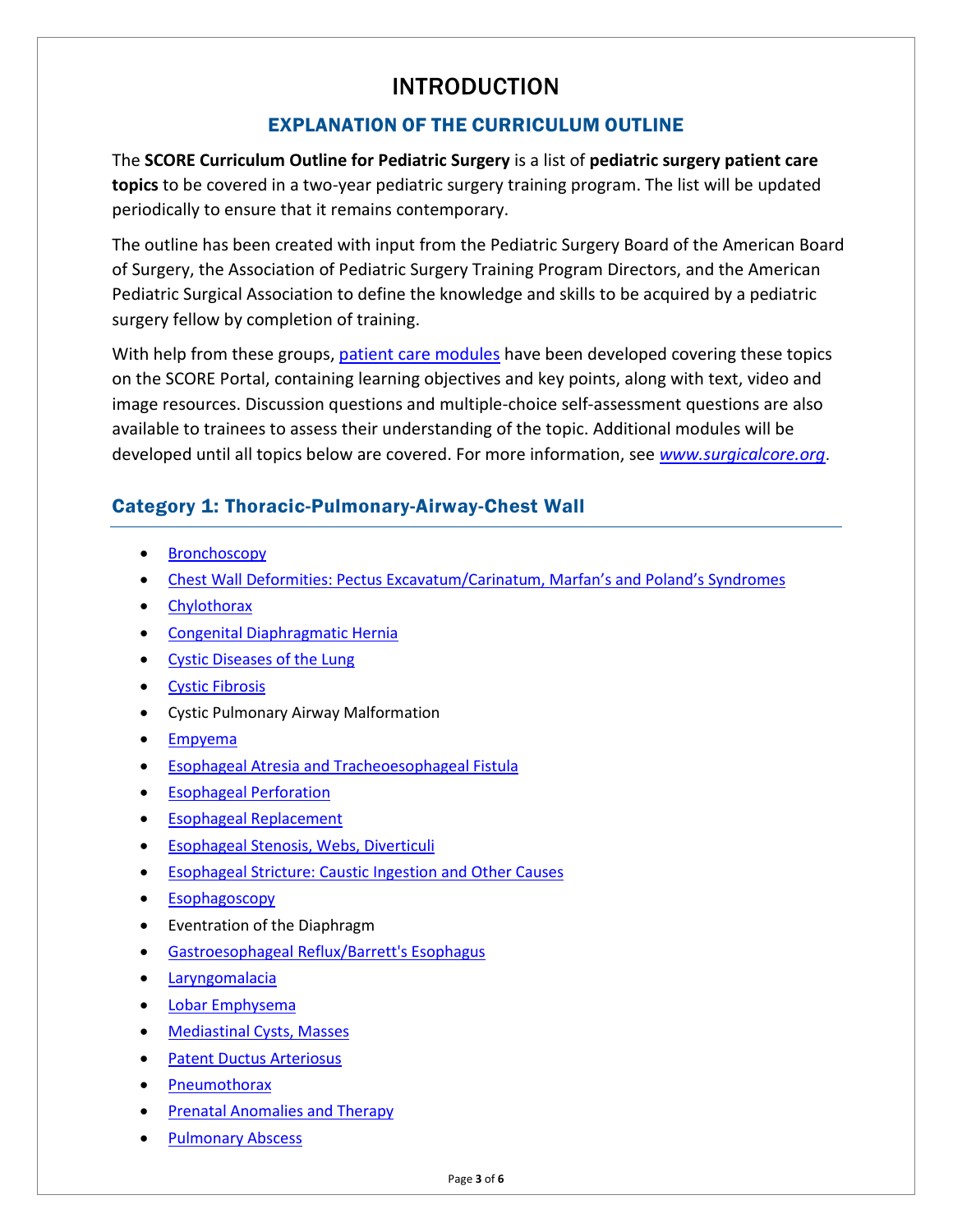# INTRODUCTION

## EXPLANATION OF THE CURRICULUM OUTLINE

The **SCORE Curriculum Outline for Pediatric Surgery** is a list of **pediatric surgery patient care topics** to be covered in a two-year pediatric surgery training program. The list will be updated periodically to ensure that it remains contemporary.

The outline has been created with input from the Pediatric Surgery Board of the American Board of Surgery, the Association of Pediatric Surgery Training Program Directors, and the American Pediatric Surgical Association to define the knowledge and skills to be acquired by a pediatric surgery fellow by completion of training.

With help from these groups, patient care modules have been developed covering these topics on the SCORE Portal, containing learning objectives and key points, along with text, video and image resources. Discussion questions and multiple-choice self-assessment questions are also available to trainees to assess their understanding of the topic. Additional modules will be developed until all topics below are covered. For more information, see *www.surgicalcore.org*.

### Category 1: Thoracic-Pulmonary-Airway-Chest Wall

- Bronchoscopy
- Chest Wall Deformities: Pectus Excavatum/Carinatum, Marfan's and Poland's Syndromes
- Chylothorax
- Congenital Diaphragmatic Hernia
- Cystic Diseases of the Lung
- Cystic Fibrosis
- Cystic Pulmonary Airway Malformation
- Empyema
- Esophageal Atresia and Tracheoesophageal Fistula
- Esophageal Perforation
- Esophageal Replacement
- Esophageal Stenosis, Webs, Diverticuli
- Esophageal Stricture: Caustic Ingestion and Other Causes
- Esophagoscopy
- Eventration of the Diaphragm
- Gastroesophageal Reflux/Barrett's Esophagus
- Laryngomalacia
- Lobar Emphysema
- Mediastinal Cysts, Masses
- Patent Ductus Arteriosus
- Pneumothorax
- Prenatal Anomalies and Therapy
- Pulmonary Abscess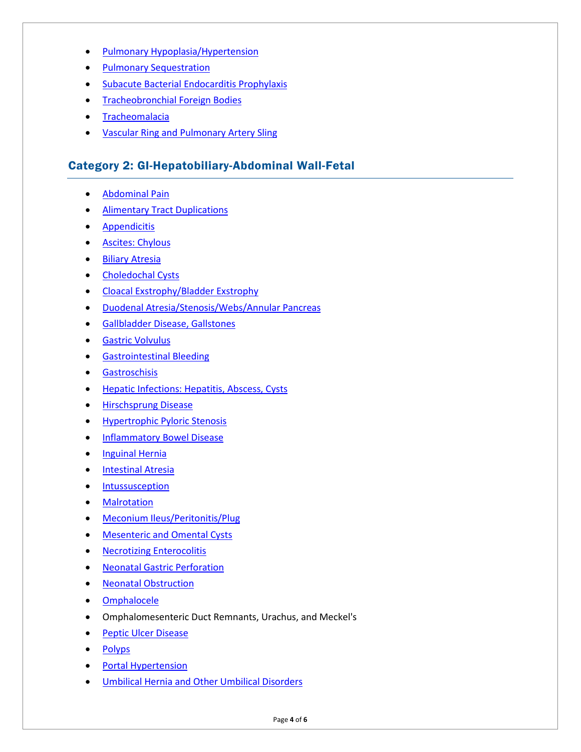- Pulmonary Hypoplasia/Hypertension
- Pulmonary Sequestration
- Subacute Bacterial Endocarditis Prophylaxis
- Tracheobronchial Foreign Bodies
- Tracheomalacia
- Vascular Ring and Pulmonary Artery Sling

## Category 2: GI-Hepatobiliary-Abdominal Wall-Fetal

- Abdominal Pain
- Alimentary Tract Duplications
- Appendicitis
- Ascites: Chylous
- Biliary Atresia
- Choledochal Cysts
- Cloacal Exstrophy/Bladder Exstrophy
- Duodenal Atresia/Stenosis/Webs/Annular Pancreas
- Gallbladder Disease, Gallstones
- Gastric Volvulus
- Gastrointestinal Bleeding
- Gastroschisis
- Hepatic Infections: Hepatitis, Abscess, Cysts
- Hirschsprung Disease
- Hypertrophic Pyloric Stenosis
- Inflammatory Bowel Disease
- Inguinal Hernia
- Intestinal Atresia
- Intussusception
- Malrotation
- Meconium Ileus/Peritonitis/Plug
- Mesenteric and Omental Cysts
- Necrotizing Enterocolitis
- Neonatal Gastric Perforation
- Neonatal Obstruction
- Omphalocele
- Omphalomesenteric Duct Remnants, Urachus, and Meckel's
- Peptic Ulcer Disease
- Polyps
- Portal Hypertension
- Umbilical Hernia and Other Umbilical Disorders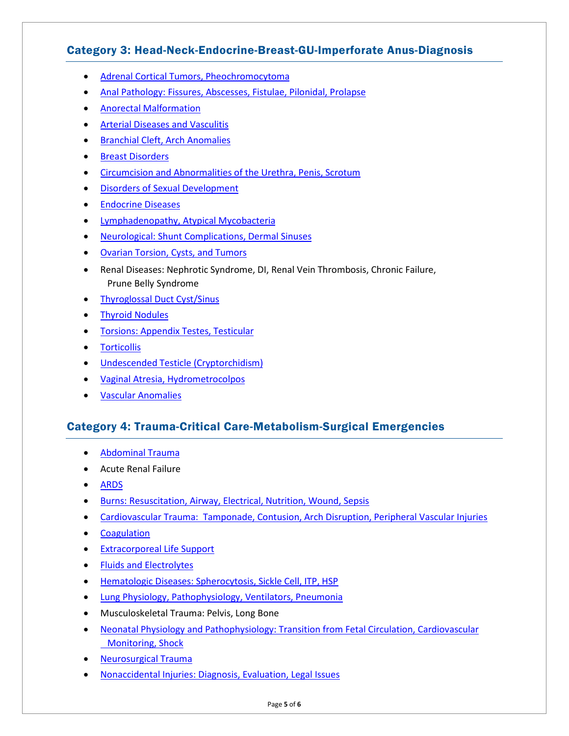## Category 3: Head-Neck-Endocrine-Breast-GU-Imperforate Anus-Diagnosis

- Adrenal Cortical Tumors, Pheochromocytoma
- Anal Pathology: Fissures, Abscesses, Fistulae, Pilonidal, Prolapse
- Anorectal Malformation
- Arterial Diseases and Vasculitis
- Branchial Cleft, Arch Anomalies
- Breast Disorders
- Circumcision and Abnormalities of the Urethra, Penis, Scrotum
- Disorders of Sexual Development
- Endocrine Diseases
- Lymphadenopathy, Atypical Mycobacteria
- Neurological: Shunt Complications, Dermal Sinuses
- Ovarian Torsion, Cysts, and Tumors
- Renal Diseases: Nephrotic Syndrome, DI, Renal Vein Thrombosis, Chronic Failure, Prune Belly Syndrome
- Thyroglossal Duct Cyst/Sinus
- Thyroid Nodules
- Torsions: Appendix Testes, Testicular
- Torticollis
- Undescended Testicle (Cryptorchidism)
- Vaginal Atresia, Hydrometrocolpos
- Vascular Anomalies

## Category 4: Trauma-Critical Care-Metabolism-Surgical Emergencies

- Abdominal Trauma
- Acute Renal Failure
- ARDS
- Burns: Resuscitation, Airway, Electrical, Nutrition, Wound, Sepsis
- Cardiovascular Trauma: Tamponade, Contusion, Arch Disruption, Peripheral Vascular Injuries
- Coagulation
- Extracorporeal Life Support
- Fluids and Electrolytes
- Hematologic Diseases: Spherocytosis, Sickle Cell, ITP, HSP
- Lung Physiology, Pathophysiology, Ventilators, Pneumonia
- Musculoskeletal Trauma: Pelvis, Long Bone
- Neonatal Physiology and Pathophysiology: Transition from Fetal Circulation, Cardiovascular Monitoring, Shock
- Neurosurgical Trauma
- Nonaccidental Injuries: Diagnosis, Evaluation, Legal Issues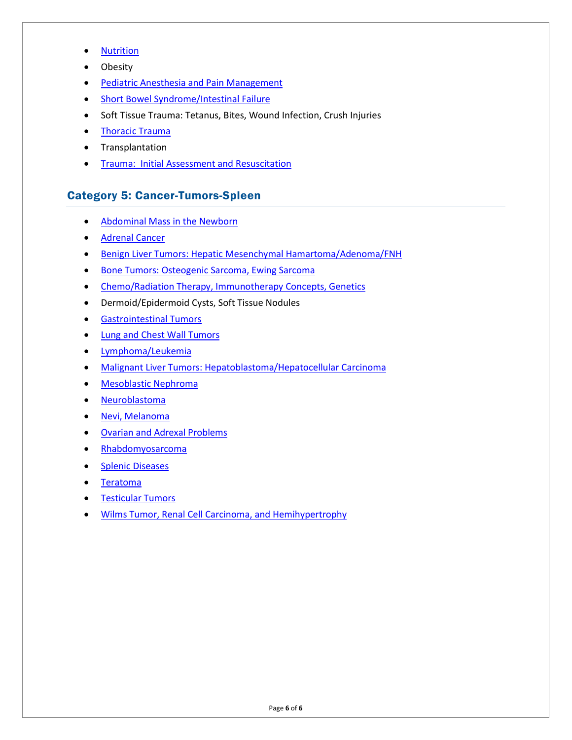- Nutrition
- Obesity
- Pediatric Anesthesia and Pain Management
- Short Bowel Syndrome/Intestinal Failure
- Soft Tissue Trauma: Tetanus, Bites, Wound Infection, Crush Injuries
- Thoracic Trauma
- Transplantation
- Trauma: Initial Assessment and Resuscitation

## Category 5: Cancer-Tumors-Spleen

- Abdominal Mass in the Newborn
- Adrenal Cancer
- Benign Liver Tumors: Hepatic Mesenchymal Hamartoma/Adenoma/FNH
- Bone Tumors: Osteogenic Sarcoma, Ewing Sarcoma
- Chemo/Radiation Therapy, Immunotherapy Concepts, Genetics
- Dermoid/Epidermoid Cysts, Soft Tissue Nodules
- Gastrointestinal Tumors
- Lung and Chest Wall Tumors
- Lymphoma/Leukemia
- Malignant Liver Tumors: Hepatoblastoma/Hepatocellular Carcinoma
- Mesoblastic Nephroma
- Neuroblastoma
- Nevi, Melanoma
- Ovarian and Adrexal Problems
- Rhabdomyosarcoma
- Splenic Diseases
- Teratoma
- Testicular Tumors
- Wilms Tumor, Renal Cell Carcinoma, and Hemihypertrophy